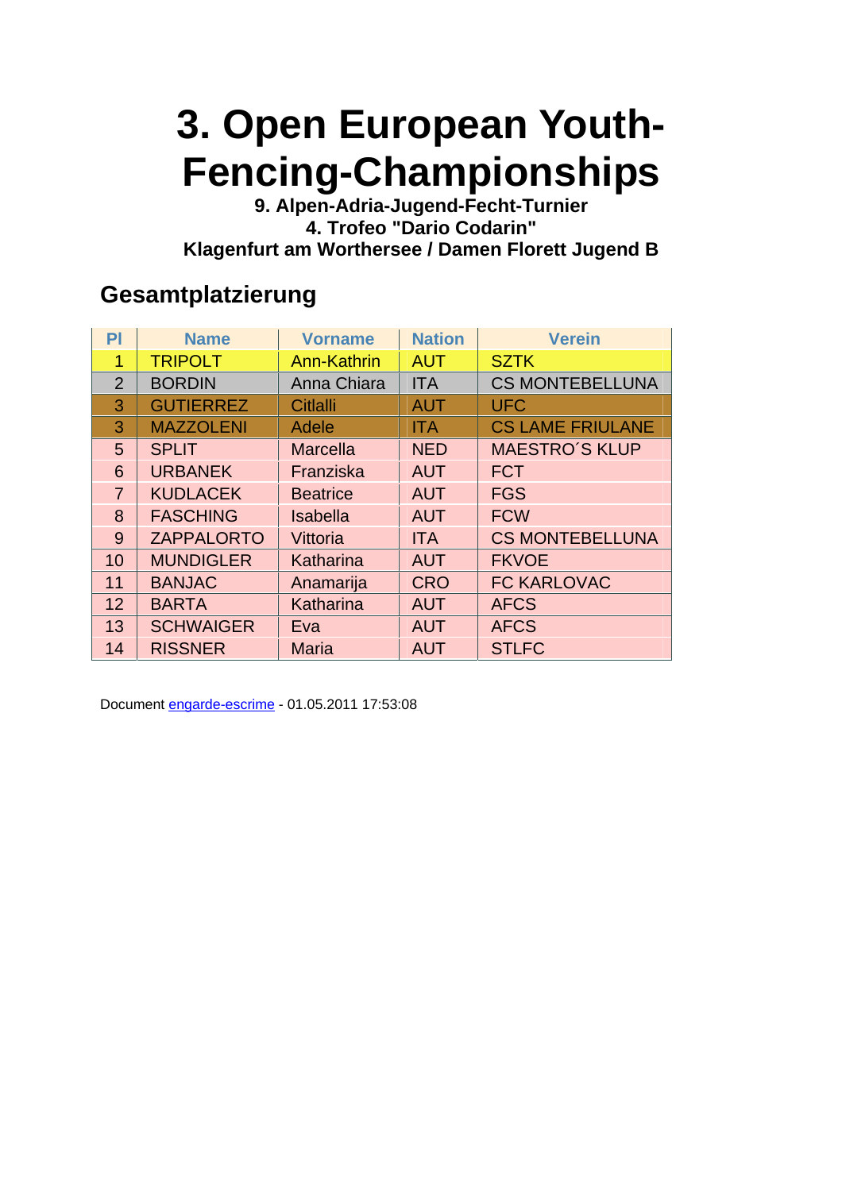# 3. Open European Youth-Fencing-Championships

**9. Alpen-Adria-Jugend-Fecht-Turnier**
**4. Trofeo "Dario Codarin"**
**Klagenfurt am Worthersee / Damen Florett Jugend B**

## Gesamtplatzierung

| Pl | Name | Vorname | Nation | Verein |
|---|---|---|---|---|
| 1 | TRIPOLT | Ann-Kathrin | AUT | SZTK |
| 2 | BORDIN | Anna Chiara | ITA | CS MONTEBELLUNA |
| 3 | GUTIERREZ | Citlalli | AUT | UFC |
| 3 | MAZZOLENI | Adele | ITA | CS LAME FRIULANE |
| 5 | SPLIT | Marcella | NED | MAESTRO´S KLUP |
| 6 | URBANEK | Franziska | AUT | FCT |
| 7 | KUDLACEK | Beatrice | AUT | FGS |
| 8 | FASCHING | Isabella | AUT | FCW |
| 9 | ZAPPALORTO | Vittoria | ITA | CS MONTEBELLUNA |
| 10 | MUNDIGLER | Katharina | AUT | FKVOE |
| 11 | BANJAC | Anamarija | CRO | FC KARLOVAC |
| 12 | BARTA | Katharina | AUT | AFCS |
| 13 | SCHWAIGER | Eva | AUT | AFCS |
| 14 | RISSNER | Maria | AUT | STLFC |

Document engarde-escrime - 01.05.2011 17:53:08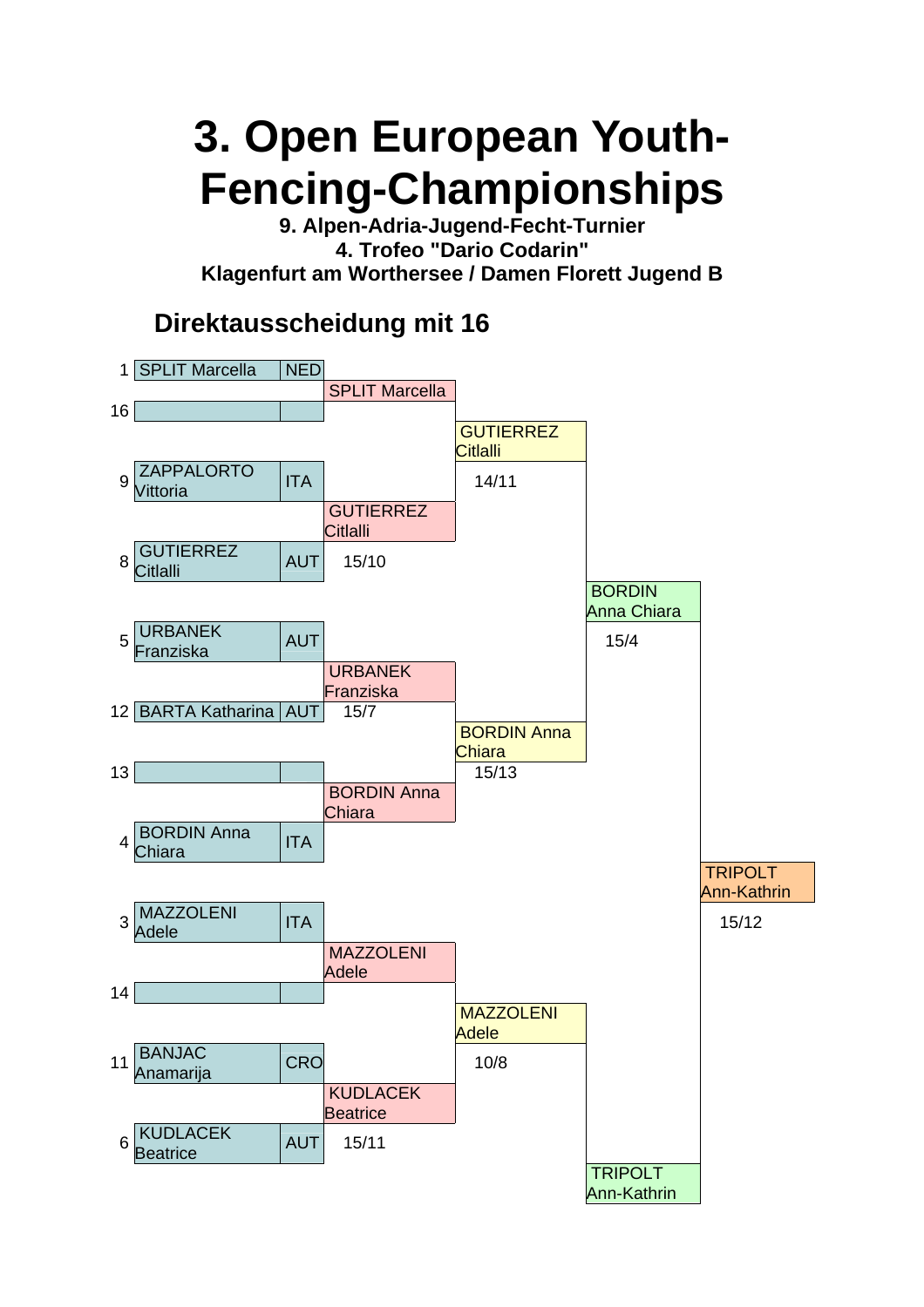# 3. Open European Youth-Fencing-Championships

**9. Alpen-Adria-Jugend-Fecht-Turnier**
**4. Trofeo "Dario Codarin"**
**Klagenfurt am Worthersee / Damen Florett Jugend B**

## Direktausscheidung mit 16

| Seed | Name | Nation | Tableau 8 | Score | Tableau 4 | Score | Final | Score | Winner | Score |
|---|---|---|---|---|---|---|---|---|---|---|
| 1 | SPLIT Marcella | NED | SPLIT Marcella | | GUTIERREZ Citlalli | 14/11 | BORDIN Anna Chiara | 15/4 | TRIPOLT Ann-Kathrin | 15/12 |
| 16 | | | | | | | | | | |
| 9 | ZAPPALORTO Vittoria | ITA | GUTIERREZ Citlalli | 15/10 | | | | | | |
| 8 | GUTIERREZ Citlalli | AUT | | | | | | | | |
| 5 | URBANEK Franziska | AUT | URBANEK Franziska | 15/7 | BORDIN Anna Chiara | 15/13 | | | | |
| 12 | BARTA Katharina | AUT | | | | | | | | |
| 13 | | | BORDIN Anna Chiara | | | | | | | |
| 4 | BORDIN Anna Chiara | ITA | | | | | | | | |
| 3 | MAZZOLENI Adele | ITA | MAZZOLENI Adele | | MAZZOLENI Adele | 10/8 | TRIPOLT Ann-Kathrin | | | |
| 14 | | | | | | | | | | |
| 11 | BANJAC Anamarija | CRO | KUDLACEK Beatrice | 15/11 | | | | | | |
| 6 | KUDLACEK Beatrice | AUT | | | | | | | | |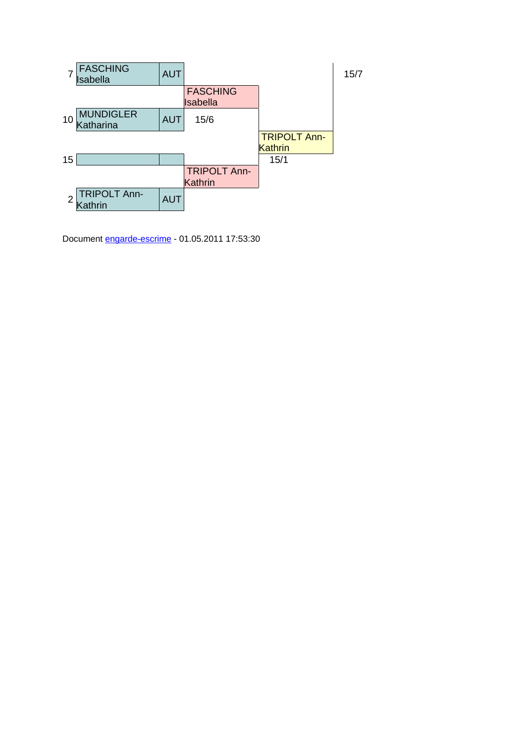| Seed | Name | Nation | Round 1 | Round 2 | Final |
|---|---|---|---|---|---|
| 7 | FASCHING Isabella | AUT | | | 15/7 |
| | | | FASCHING Isabella | | |
| 10 | MUNDIGLER Katharina | AUT | 15/6 | | |
| | | | | TRIPOLT Ann-Kathrin | |
| 15 | | | | 15/1 | |
| | | | TRIPOLT Ann-Kathrin | | |
| 2 | TRIPOLT Ann-Kathrin | AUT | | | |

Document engarde-escrime - 01.05.2011 17:53:30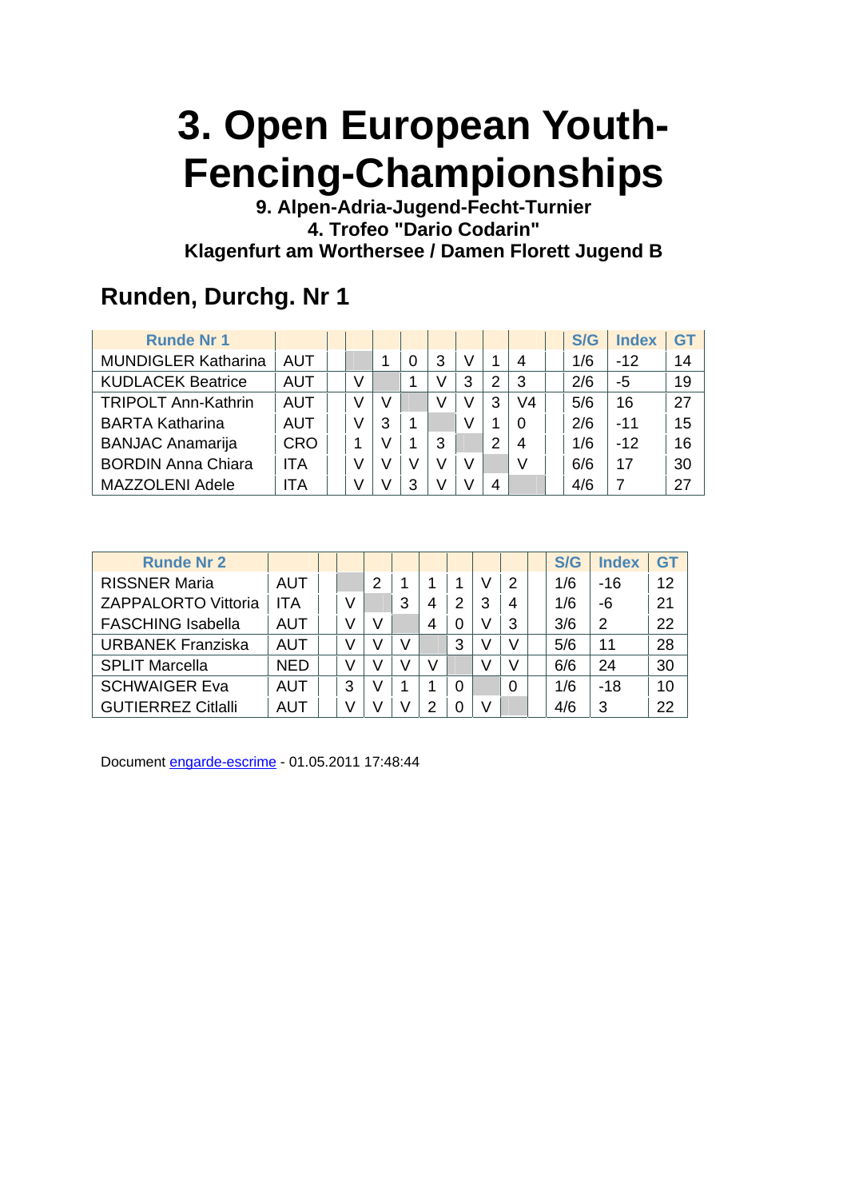# 3. Open European Youth-Fencing-Championships

**9. Alpen-Adria-Jugend-Fecht-Turnier**
**4. Trofeo "Dario Codarin"**
**Klagenfurt am Worthersee / Damen Florett Jugend B**

## Runden, Durchg. Nr 1

| Runde Nr 1 | | | | | | | | | S/G | Index | GT |
|---|---|---|---|---|---|---|---|---|---|---|---|
| MUNDIGLER Katharina | AUT | | 1 | 0 | 3 | V | 1 | 4 | 1/6 | -12 | 14 |
| KUDLACEK Beatrice | AUT | V | | 1 | V | 3 | 2 | 3 | 2/6 | -5 | 19 |
| TRIPOLT Ann-Kathrin | AUT | V | V | | V | V | 3 | V4 | 5/6 | 16 | 27 |
| BARTA Katharina | AUT | V | 3 | 1 | | V | 1 | 0 | 2/6 | -11 | 15 |
| BANJAC Anamarija | CRO | 1 | V | 1 | 3 | | 2 | 4 | 1/6 | -12 | 16 |
| BORDIN Anna Chiara | ITA | V | V | V | V | V | | V | 6/6 | 17 | 30 |
| MAZZOLENI Adele | ITA | V | V | 3 | V | V | 4 | | 4/6 | 7 | 27 |

| Runde Nr 2 | | | | | | | | | S/G | Index | GT |
|---|---|---|---|---|---|---|---|---|---|---|---|
| RISSNER Maria | AUT | | 2 | 1 | 1 | 1 | V | 2 | 1/6 | -16 | 12 |
| ZAPPALORTO Vittoria | ITA | V | | 3 | 4 | 2 | 3 | 4 | 1/6 | -6 | 21 |
| FASCHING Isabella | AUT | V | V | | 4 | 0 | V | 3 | 3/6 | 2 | 22 |
| URBANEK Franziska | AUT | V | V | V | | 3 | V | V | 5/6 | 11 | 28 |
| SPLIT Marcella | NED | V | V | V | V | | V | V | 6/6 | 24 | 30 |
| SCHWAIGER Eva | AUT | 3 | V | 1 | 1 | 0 | | 0 | 1/6 | -18 | 10 |
| GUTIERREZ Citlalli | AUT | V | V | V | 2 | 0 | V | | 4/6 | 3 | 22 |

Document engarde-escrime - 01.05.2011 17:48:44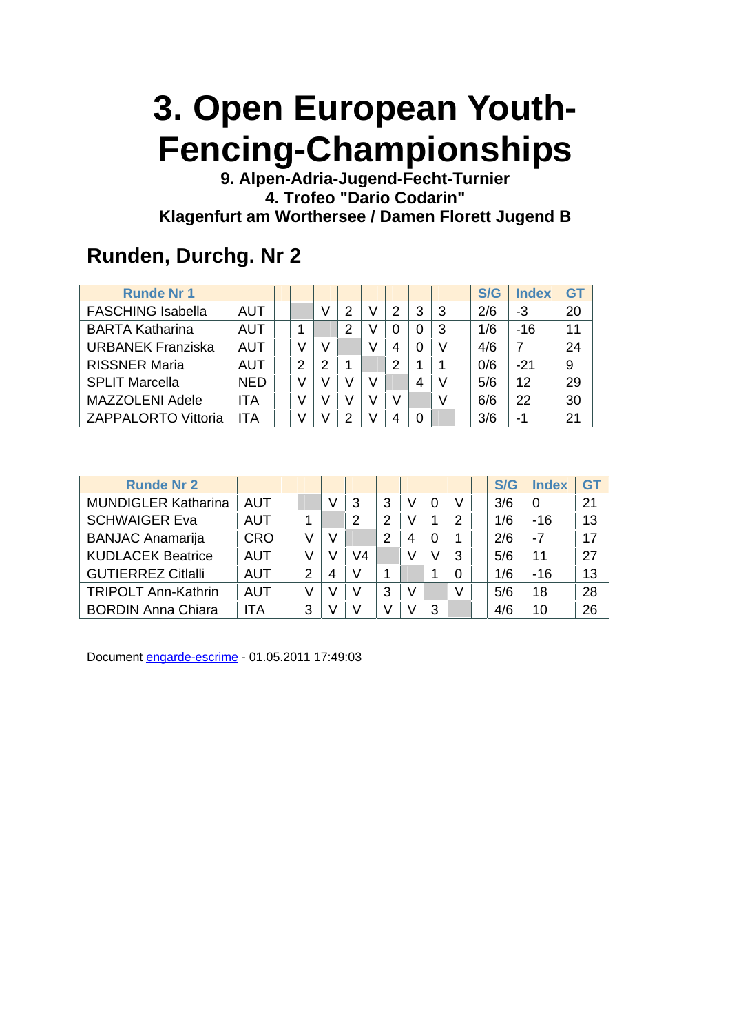# 3. Open European Youth-Fencing-Championships

**9. Alpen-Adria-Jugend-Fecht-Turnier**
**4. Trofeo "Dario Codarin"**
**Klagenfurt am Worthersee / Damen Florett Jugend B**

## Runden, Durchg. Nr 2

| Runde Nr 1 | | | | | | | | | | | S/G | Index | GT |
|---|---|---|---|---|---|---|---|---|---|---|---|---|---|
| FASCHING Isabella | AUT | | | V | 2 | V | 2 | 3 | 3 | | 2/6 | -3 | 20 |
| BARTA Katharina | AUT | | 1 | | 2 | V | 0 | 0 | 3 | | 1/6 | -16 | 11 |
| URBANEK Franziska | AUT | | V | V | | V | 4 | 0 | V | | 4/6 | 7 | 24 |
| RISSNER Maria | AUT | | 2 | 2 | 1 | | 2 | 1 | 1 | | 0/6 | -21 | 9 |
| SPLIT Marcella | NED | | V | V | V | V | | 4 | V | | 5/6 | 12 | 29 |
| MAZZOLENI Adele | ITA | | V | V | V | V | V | | V | | 6/6 | 22 | 30 |
| ZAPPALORTO Vittoria | ITA | | V | V | 2 | V | 4 | 0 | | | 3/6 | -1 | 21 |

| Runde Nr 2 | | | | | | | | | | | S/G | Index | GT |
|---|---|---|---|---|---|---|---|---|---|---|---|---|---|
| MUNDIGLER Katharina | AUT | | | V | 3 | 3 | V | 0 | V | | 3/6 | 0 | 21 |
| SCHWAIGER Eva | AUT | | 1 | | 2 | 2 | V | 1 | 2 | | 1/6 | -16 | 13 |
| BANJAC Anamarija | CRO | | V | V | | 2 | 4 | 0 | 1 | | 2/6 | -7 | 17 |
| KUDLACEK Beatrice | AUT | | V | V | V4 | | V | V | 3 | | 5/6 | 11 | 27 |
| GUTIERREZ Citlalli | AUT | | 2 | 4 | V | 1 | | 1 | 0 | | 1/6 | -16 | 13 |
| TRIPOLT Ann-Kathrin | AUT | | V | V | V | 3 | V | | V | | 5/6 | 18 | 28 |
| BORDIN Anna Chiara | ITA | | 3 | V | V | V | V | 3 | | | 4/6 | 10 | 26 |

Document engarde-escrime - 01.05.2011 17:49:03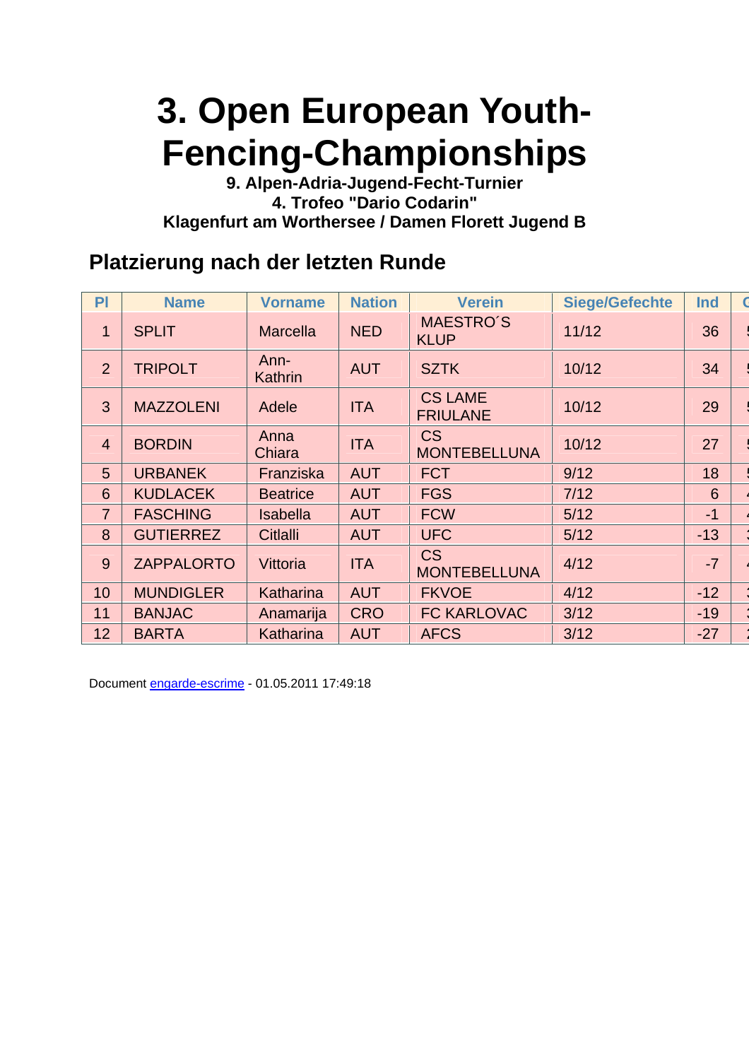# 3. Open European Youth-Fencing-Championships

**9. Alpen-Adria-Jugend-Fecht-Turnier**
**4. Trofeo "Dario Codarin"**
**Klagenfurt am Worthersee / Damen Florett Jugend B**

## Platzierung nach der letzten Runde

| Pl | Name | Vorname | Nation | Verein | Siege/Gefechte | Ind | C |
|---|---|---|---|---|---|---|---|
| 1 | SPLIT | Marcella | NED | MAESTRO´S KLUP | 11/12 | 36 | |
| 2 | TRIPOLT | Ann-Kathrin | AUT | SZTK | 10/12 | 34 | |
| 3 | MAZZOLENI | Adele | ITA | CS LAME FRIULANE | 10/12 | 29 | |
| 4 | BORDIN | Anna Chiara | ITA | CS MONTEBELLUNA | 10/12 | 27 | |
| 5 | URBANEK | Franziska | AUT | FCT | 9/12 | 18 | |
| 6 | KUDLACEK | Beatrice | AUT | FGS | 7/12 | 6 | |
| 7 | FASCHING | Isabella | AUT | FCW | 5/12 | -1 | |
| 8 | GUTIERREZ | Citlalli | AUT | UFC | 5/12 | -13 | |
| 9 | ZAPPALORTO | Vittoria | ITA | CS MONTEBELLUNA | 4/12 | -7 | |
| 10 | MUNDIGLER | Katharina | AUT | FKVOE | 4/12 | -12 | |
| 11 | BANJAC | Anamarija | CRO | FC KARLOVAC | 3/12 | -19 | |
| 12 | BARTA | Katharina | AUT | AFCS | 3/12 | -27 | |

Document engarde-escrime - 01.05.2011 17:49:18